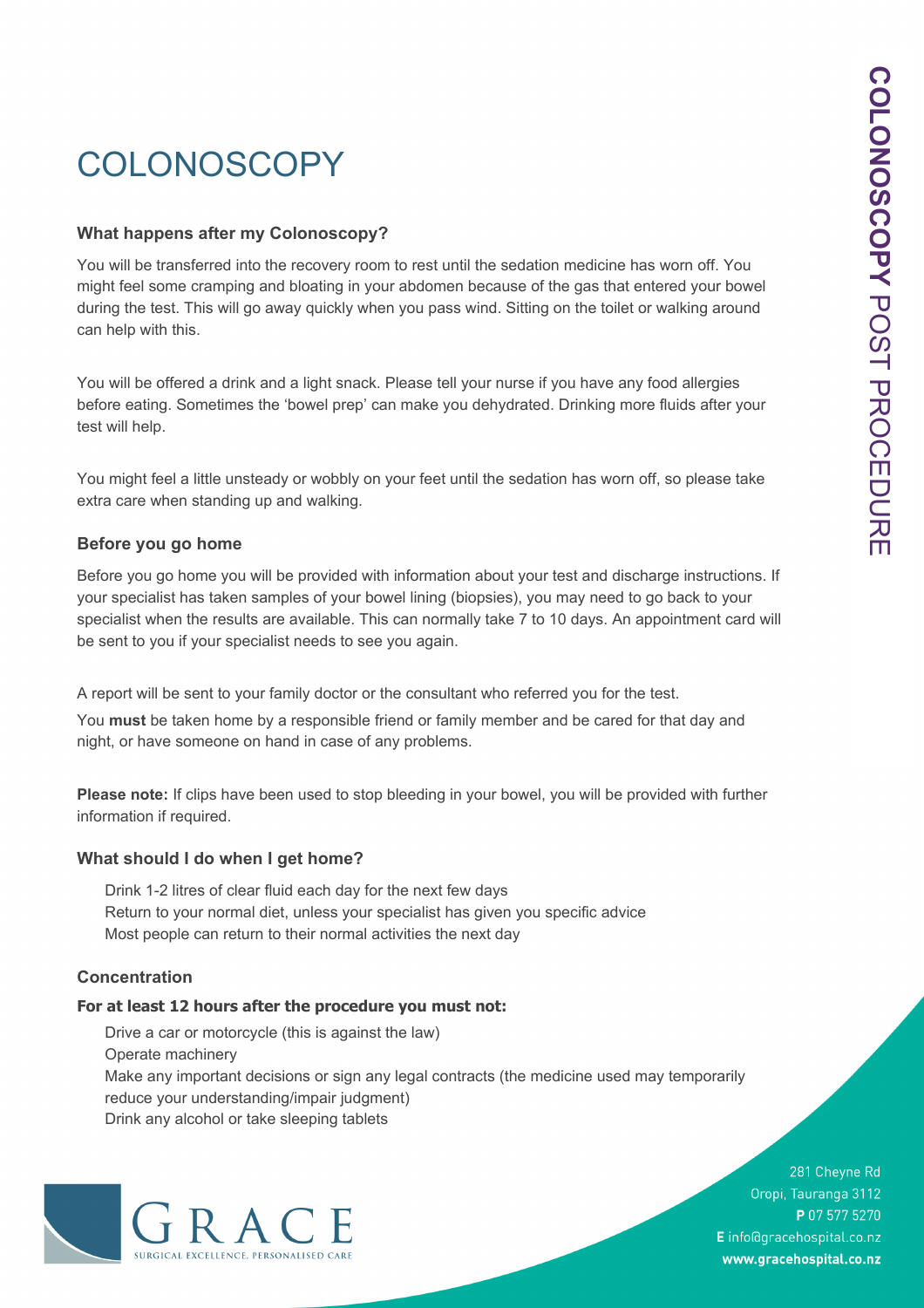# COLONOSCOPY

## What happens after my Colonoscopy?

You will be transferred into the recovery room to rest until the sedation medicine has worn off. You might feel some cramping and bloating in your abdomen because of the gas that entered your bowel during the test. This will go away quickly when you pass wind. Sitting on the toilet or walking around can help with this.

You will be offered a drink and a light snack. Please tell your nurse if you have any food allergies before eating. Sometimes the 'bowel prep' can make you dehydrated. Drinking more fluids after your test will help.

You might feel a little unsteady or wobbly on your feet until the sedation has worn off, so please take extra care when standing up and walking.

## Before you go home

Before you go home you will be provided with information about your test and discharge instructions. If your specialist has taken samples of your bowel lining (biopsies), you may need to go back to your specialist when the results are available. This can normally take 7 to 10 days. An appointment card will be sent to you if your specialist needs to see you again.

A report will be sent to your family doctor or the consultant who referred you for the test.

You **must** be taken home by a responsible friend or family member and be cared for that day and night, or have someone on hand in case of any problems.

**Please note:** If clips have been used to stop bleeding in your bowel, you will be provided with further information if required.

## What should I do when I get home?

- Drink 1-2 litres of clear fluid each day for the next few days
- Return to your normal diet, unless your specialist has given you specific advice
- Most people can return to their normal activities the next day

## Concentration

**For at least 12 hours after the procedure you must not:**

- Drive a car or motorcycle (this is against the law)
- Operate machinery
- Make any important decisions or sign any legal contracts (the medicine used may temporarily reduce your understanding/impair judgment)
- Drink any alcohol or take sleeping tablets

GRACE
SURGICAL EXCELLENCE. PERSONALISED CARE

281 Cheyne Rd
Oropi, Tauranga 3112
**P** 07 577 5270
**E** info@gracehospital.co.nz
**www.gracehospital.co.nz**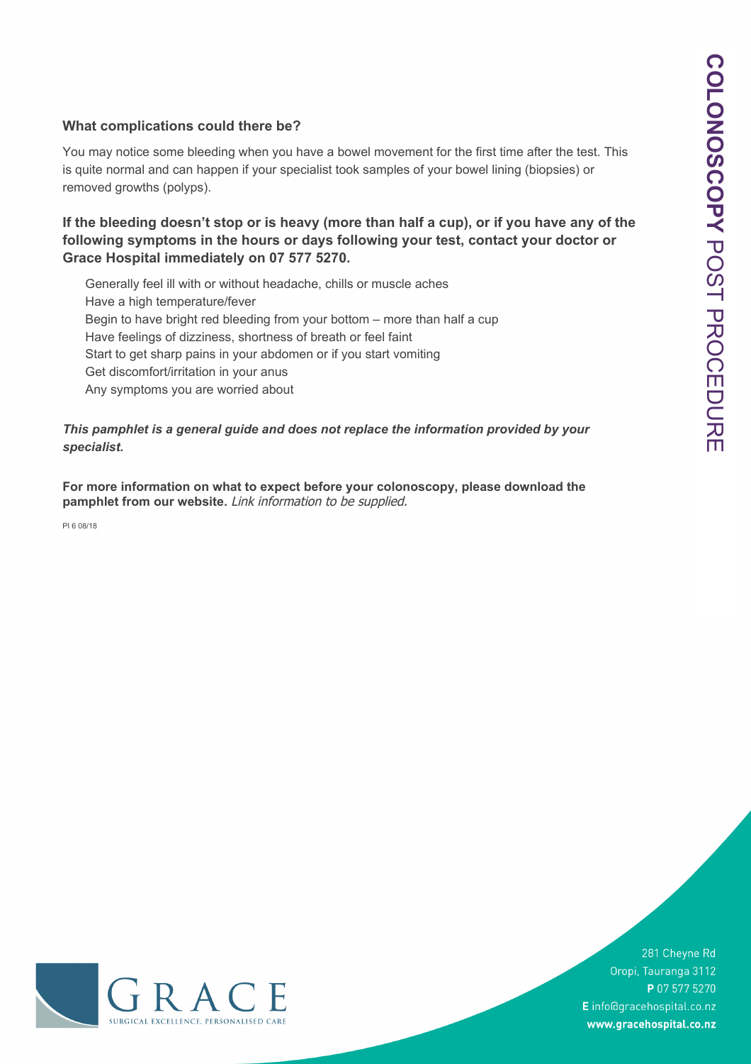### What complications could there be?

You may notice some bleeding when you have a bowel movement for the first time after the test. This is quite normal and can happen if your specialist took samples of your bowel lining (biopsies) or removed growths (polyps).

**If the bleeding doesn't stop or is heavy (more than half a cup), or if you have any of the following symptoms in the hours or days following your test, contact your doctor or Grace Hospital immediately on 07 577 5270.**

- Generally feel ill with or without headache, chills or muscle aches
- Have a high temperature/fever
- Begin to have bright red bleeding from your bottom – more than half a cup
- Have feelings of dizziness, shortness of breath or feel faint
- Start to get sharp pains in your abdomen or if you start vomiting
- Get discomfort/irritation in your anus
- Any symptoms you are worried about

***This pamphlet is a general guide and does not replace the information provided by your specialist.***

**For more information on what to expect before your colonoscopy, please download the pamphlet from our website.** *Link information to be supplied.*

PI 6 08/18

GRACE
SURGICAL EXCELLENCE. PERSONALISED CARE

281 Cheyne Rd
Oropi, Tauranga 3112
**P** 07 577 5270
**E** info@gracehospital.co.nz
**www.gracehospital.co.nz**